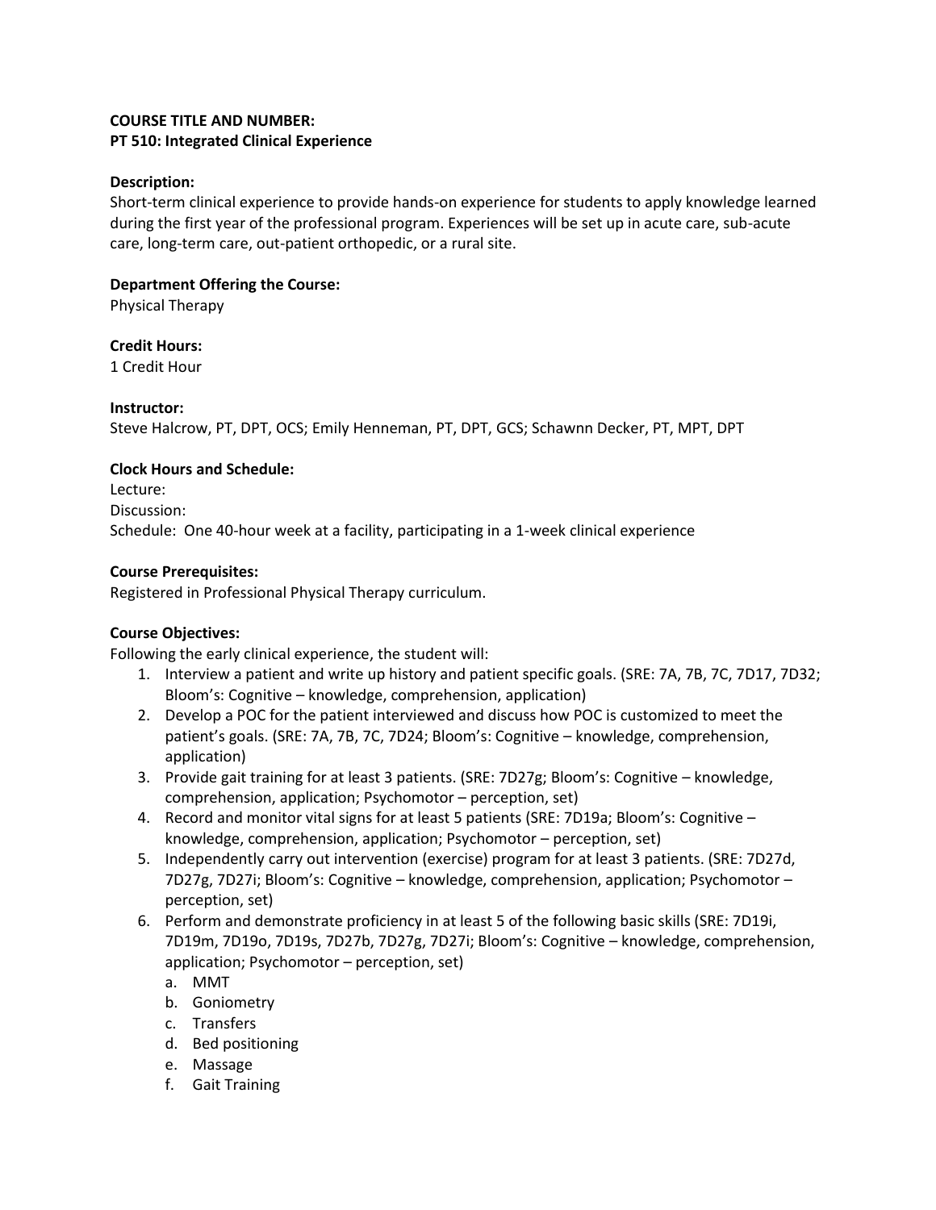**COURSE TITLE AND NUMBER:**
**PT 510: Integrated Clinical Experience**

**Description:**
Short-term clinical experience to provide hands-on experience for students to apply knowledge learned during the first year of the professional program. Experiences will be set up in acute care, sub-acute care, long-term care, out-patient orthopedic, or a rural site.

**Department Offering the Course:**
Physical Therapy

**Credit Hours:**
1 Credit Hour

**Instructor:**
Steve Halcrow, PT, DPT, OCS; Emily Henneman, PT, DPT, GCS; Schawnn Decker, PT, MPT, DPT

**Clock Hours and Schedule:**
Lecture:
Discussion:
Schedule: One 40-hour week at a facility, participating in a 1-week clinical experience

**Course Prerequisites:**
Registered in Professional Physical Therapy curriculum.

**Course Objectives:**
Following the early clinical experience, the student will:

1. Interview a patient and write up history and patient specific goals. (SRE: 7A, 7B, 7C, 7D17, 7D32; Bloom's: Cognitive – knowledge, comprehension, application)
2. Develop a POC for the patient interviewed and discuss how POC is customized to meet the patient's goals. (SRE: 7A, 7B, 7C, 7D24; Bloom's: Cognitive – knowledge, comprehension, application)
3. Provide gait training for at least 3 patients. (SRE: 7D27g; Bloom's: Cognitive – knowledge, comprehension, application; Psychomotor – perception, set)
4. Record and monitor vital signs for at least 5 patients (SRE: 7D19a; Bloom's: Cognitive – knowledge, comprehension, application; Psychomotor – perception, set)
5. Independently carry out intervention (exercise) program for at least 3 patients. (SRE: 7D27d, 7D27g, 7D27i; Bloom's: Cognitive – knowledge, comprehension, application; Psychomotor – perception, set)
6. Perform and demonstrate proficiency in at least 5 of the following basic skills (SRE: 7D19i, 7D19m, 7D19o, 7D19s, 7D27b, 7D27g, 7D27i; Bloom's: Cognitive – knowledge, comprehension, application; Psychomotor – perception, set)
   a. MMT
   b. Goniometry
   c. Transfers
   d. Bed positioning
   e. Massage
   f. Gait Training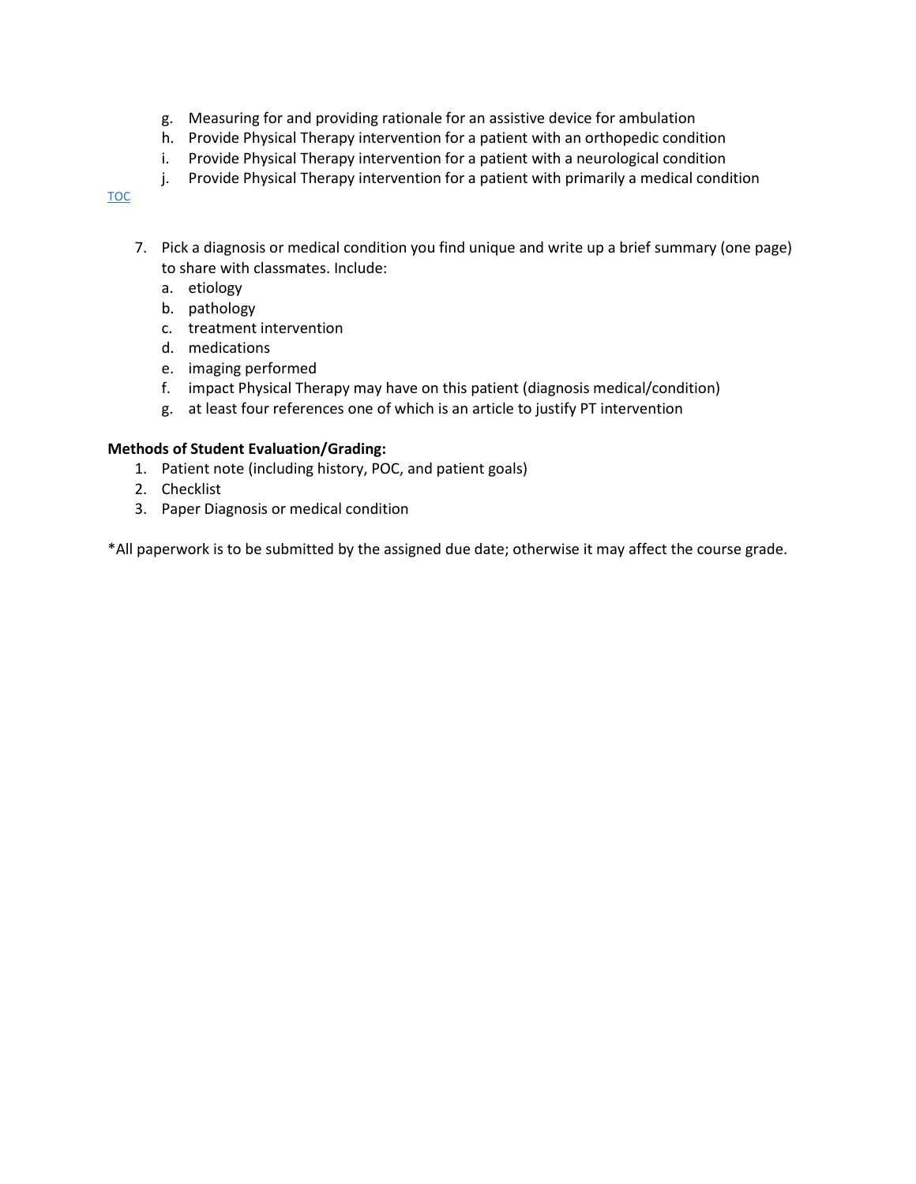g. Measuring for and providing rationale for an assistive device for ambulation
h. Provide Physical Therapy intervention for a patient with an orthopedic condition
i. Provide Physical Therapy intervention for a patient with a neurological condition
j. Provide Physical Therapy intervention for a patient with primarily a medical condition

TOC

7. Pick a diagnosis or medical condition you find unique and write up a brief summary (one page) to share with classmates. Include:
   a. etiology
   b. pathology
   c. treatment intervention
   d. medications
   e. imaging performed
   f. impact Physical Therapy may have on this patient (diagnosis medical/condition)
   g. at least four references one of which is an article to justify PT intervention

**Methods of Student Evaluation/Grading:**

1. Patient note (including history, POC, and patient goals)
2. Checklist
3. Paper Diagnosis or medical condition

*All paperwork is to be submitted by the assigned due date; otherwise it may affect the course grade.